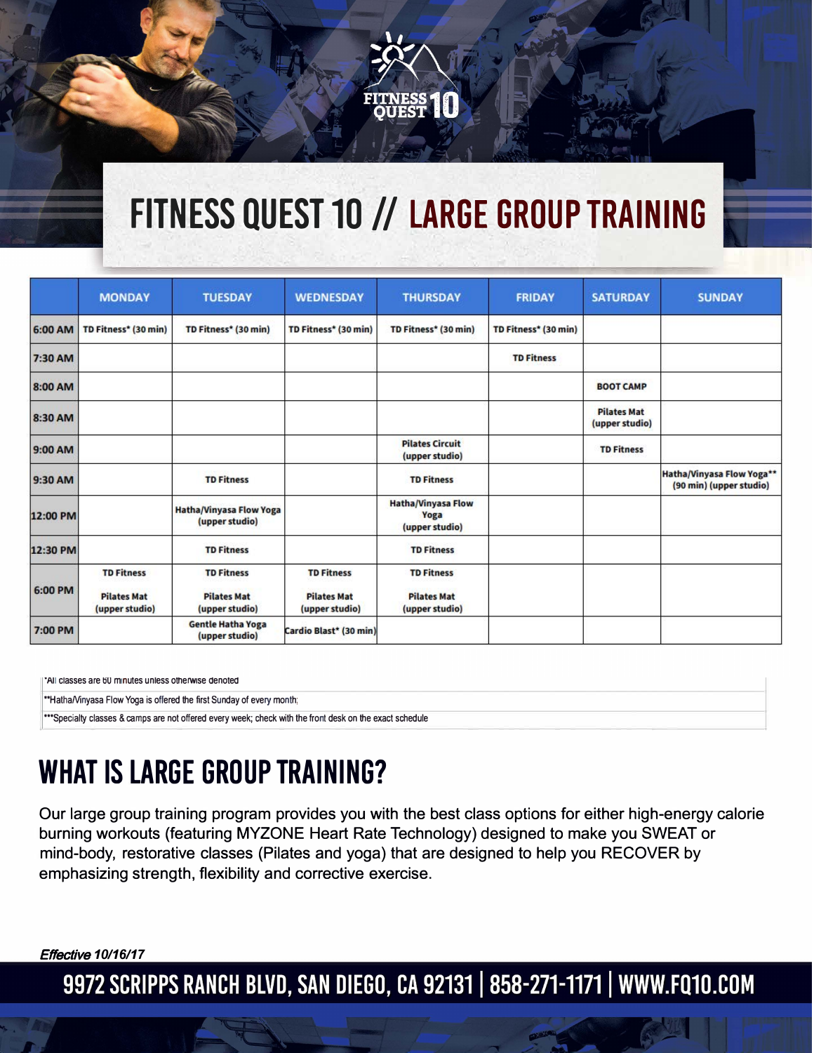# FITNESS QUEST 10 // LARGE GROUP TRAINING

| | MONDAY | TUESDAY | WEDNESDAY | THURSDAY | FRIDAY | SATURDAY | SUNDAY |
|---|---|---|---|---|---|---|---|
| 6:00 AM | TD Fitness* (30 min) | TD Fitness* (30 min) | TD Fitness* (30 min) | TD Fitness* (30 min) | TD Fitness* (30 min) | | |
| 7:30 AM | | | | | TD Fitness | | |
| 8:00 AM | | | | | | BOOT CAMP | |
| 8:30 AM | | | | | | Pilates Mat (upper studio) | |
| 9:00 AM | | | | Pilates Circuit (upper studio) | | TD Fitness | |
| 9:30 AM | | TD Fitness | | TD Fitness | | | Hatha/Vinyasa Flow Yoga** (90 min) (upper studio) |
| 12:00 PM | | Hatha/Vinyasa Flow Yoga (upper studio) | | Hatha/Vinyasa Flow Yoga (upper studio) | | | |
| 12:30 PM | | TD Fitness | | TD Fitness | | | |
| 6:00 PM | TD Fitness<br>Pilates Mat (upper studio) | TD Fitness<br>Pilates Mat (upper studio) | TD Fitness<br>Pilates Mat (upper studio) | TD Fitness<br>Pilates Mat (upper studio) | | | |
| 7:00 PM | | Gentle Hatha Yoga (upper studio) | Cardio Blast* (30 min) | | | | |

*All classes are 60 minutes unless otherwise denoted

**Hatha/Vinyasa Flow Yoga is offered the first Sunday of every month;

***Specialty classes & camps are not offered every week; check with the front desk on the exact schedule

## WHAT IS LARGE GROUP TRAINING?

Our large group training program provides you with the best class options for either high-energy calorie burning workouts (featuring MYZONE Heart Rate Technology) designed to make you SWEAT or mind-body, restorative classes (Pilates and yoga) that are designed to help you RECOVER by emphasizing strength, flexibility and corrective exercise.

*Effective 10/16/17*

9972 SCRIPPS RANCH BLVD, SAN DIEGO, CA 92131 | 858-271-1171 | WWW.FQ10.COM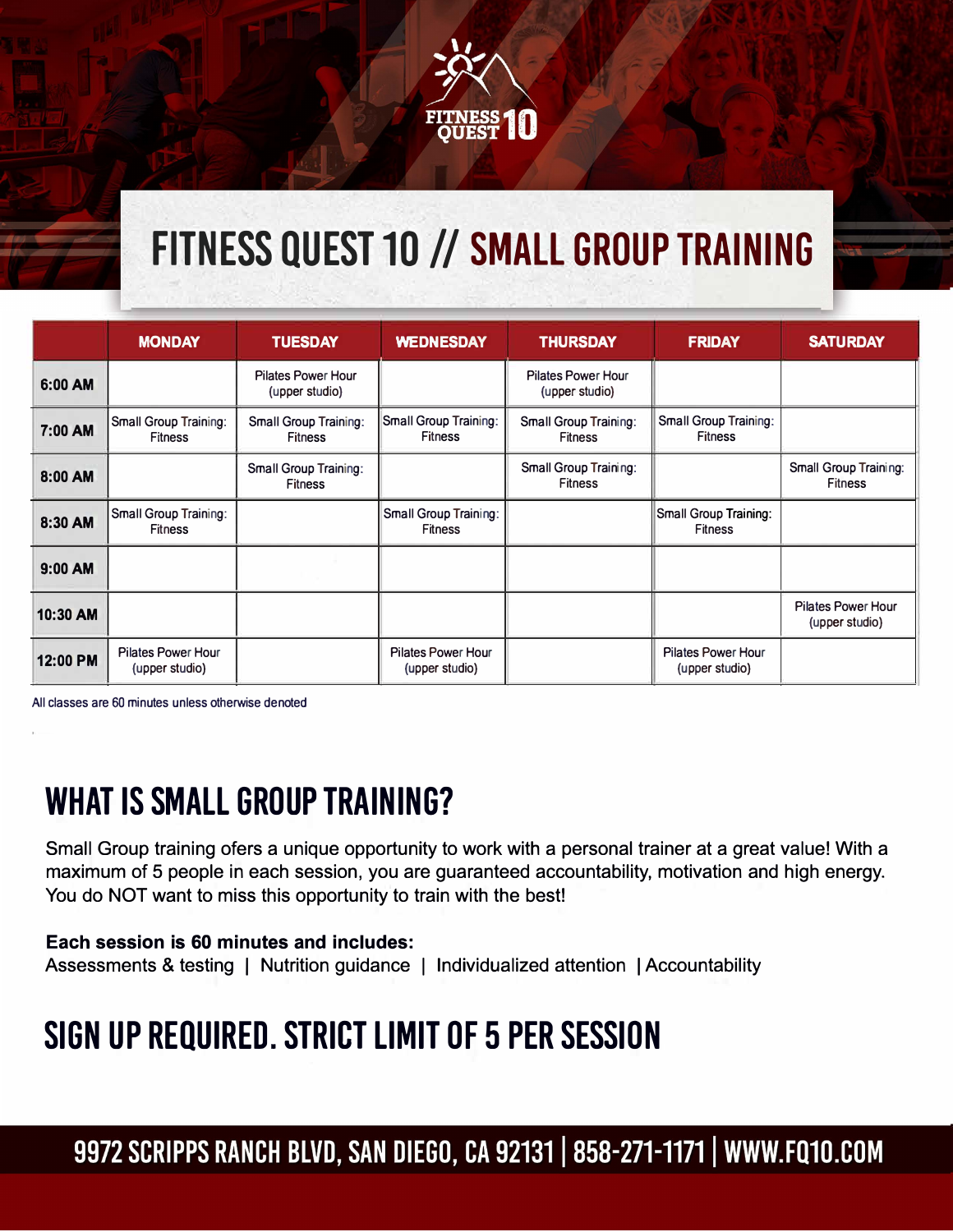# FITNESS QUEST 10 // SMALL GROUP TRAINING

| | MONDAY | TUESDAY | WEDNESDAY | THURSDAY | FRIDAY | SATURDAY |
|---|---|---|---|---|---|---|
| 6:00 AM | | Pilates Power Hour (upper studio) | | Pilates Power Hour (upper studio) | | |
| 7:00 AM | Small Group Training: Fitness | Small Group Training: Fitness | Small Group Training: Fitness | Small Group Training: Fitness | Small Group Training: Fitness | |
| 8:00 AM | | Small Group Training: Fitness | | Small Group Training: Fitness | | Small Group Training: Fitness |
| 8:30 AM | Small Group Training: Fitness | | Small Group Training: Fitness | | Small Group Training: Fitness | |
| 9:00 AM | | | | | | |
| 10:30 AM | | | | | | Pilates Power Hour (upper studio) |
| 12:00 PM | Pilates Power Hour (upper studio) | | Pilates Power Hour (upper studio) | | Pilates Power Hour (upper studio) | |

All classes are 60 minutes unless otherwise denoted

## WHAT IS SMALL GROUP TRAINING?

Small Group training ofers a unique opportunity to work with a personal trainer at a great value! With a maximum of 5 people in each session, you are guaranteed accountability, motivation and high energy. You do NOT want to miss this opportunity to train with the best!

**Each session is 60 minutes and includes:**
Assessments & testing | Nutrition guidance | Individualized attention | Accountability

## SIGN UP REQUIRED. STRICT LIMIT OF 5 PER SESSION

9972 SCRIPPS RANCH BLVD, SAN DIEGO, CA 92131 | 858-271-1171 | WWW.FQ10.COM